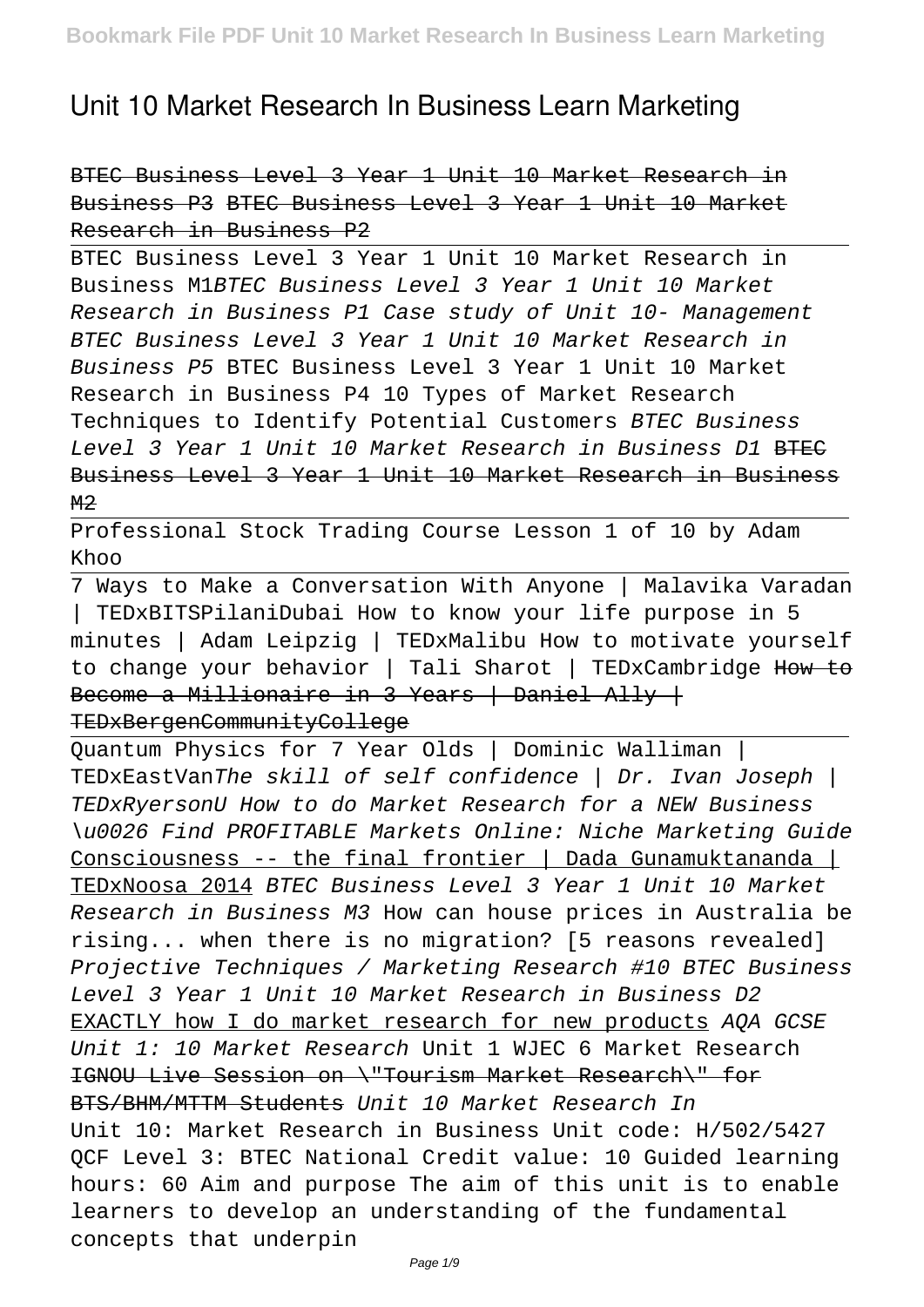# Unit 10 Market Research In Business Learn Marketing

~~BTEC Business Level 3 Year 1 Unit 10 Market Research in Business P3 BTEC Business Level 3 Year 1 Unit 10 Market Research in Business P2~~

BTEC Business Level 3 Year 1 Unit 10 Market Research in Business M1*BTEC Business Level 3 Year 1 Unit 10 Market Research in Business P1 Case study of Unit 10- Management BTEC Business Level 3 Year 1 Unit 10 Market Research in Business P5* BTEC Business Level 3 Year 1 Unit 10 Market Research in Business P4 10 Types of Market Research Techniques to Identify Potential Customers *BTEC Business Level 3 Year 1 Unit 10 Market Research in Business D1* ~~BTEC Business Level 3 Year 1 Unit 10 Market Research in Business M2~~

Professional Stock Trading Course Lesson 1 of 10 by Adam Khoo

7 Ways to Make a Conversation With Anyone | Malavika Varadan | TEDxBITSPilaniDubai How to know your life purpose in 5 minutes | Adam Leipzig | TEDxMalibu How to motivate yourself to change your behavior | Tali Sharot | TEDxCambridge ~~How to Become a Millionaire in 3 Years | Daniel Ally | TEDxBergenCommunityCollege~~

Quantum Physics for 7 Year Olds | Dominic Walliman | TEDxEastVan*The skill of self confidence | Dr. Ivan Joseph | TEDxRyersonU How to do Market Research for a NEW Business \u0026 Find PROFITABLE Markets Online: Niche Marketing Guide* Consciousness -- the final frontier | Dada Gunamuktananda | TEDxNoosa 2014 *BTEC Business Level 3 Year 1 Unit 10 Market Research in Business M3* How can house prices in Australia be rising... when there is no migration? [5 reasons revealed] *Projective Techniques / Marketing Research #10 BTEC Business Level 3 Year 1 Unit 10 Market Research in Business D2* EXACTLY how I do market research for new products *AQA GCSE Unit 1: 10 Market Research* Unit 1 WJEC 6 Market Research ~~IGNOU Live Session on \"Tourism Market Research\" for BTS/BHM/MTTM Students~~ *Unit 10 Market Research In*

Unit 10: Market Research in Business Unit code: H/502/5427 QCF Level 3: BTEC National Credit value: 10 Guided learning hours: 60 Aim and purpose The aim of this unit is to enable learners to develop an understanding of the fundamental concepts that underpin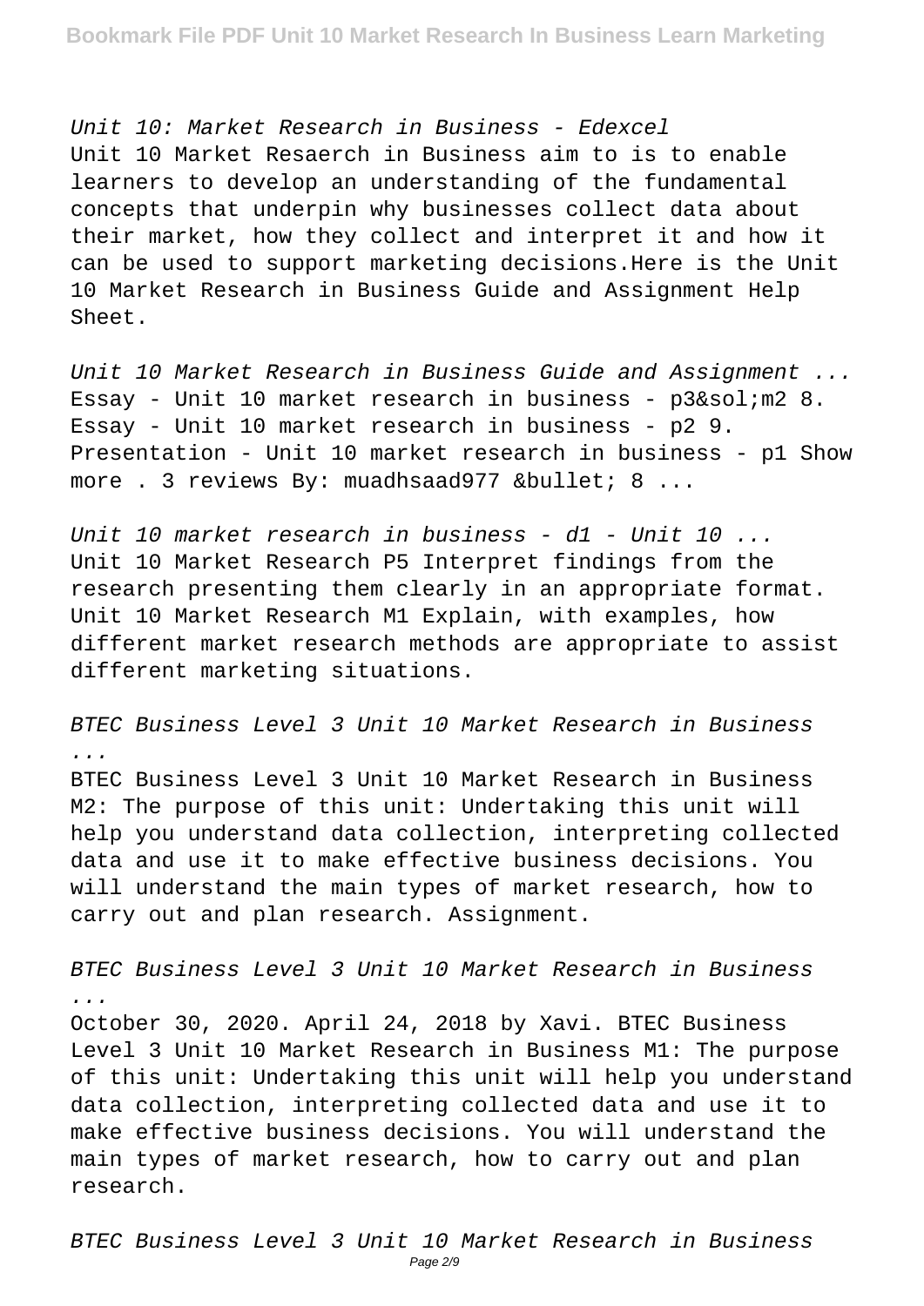*Unit 10: Market Research in Business - Edexcel*

Unit 10 Market Resaerch in Business aim to is to enable learners to develop an understanding of the fundamental concepts that underpin why businesses collect data about their market, how they collect and interpret it and how it can be used to support marketing decisions.Here is the Unit 10 Market Research in Business Guide and Assignment Help Sheet.

*Unit 10 Market Research in Business Guide and Assignment ...*

Essay - Unit 10 market research in business - p3&sol;m2 8. Essay - Unit 10 market research in business - p2 9. Presentation - Unit 10 market research in business - p1 Show more . 3 reviews By: muadhsaad977 &bullet; 8 ...

*Unit 10 market research in business - d1 - Unit 10 ...*

Unit 10 Market Research P5 Interpret findings from the research presenting them clearly in an appropriate format. Unit 10 Market Research M1 Explain, with examples, how different market research methods are appropriate to assist different marketing situations.

*BTEC Business Level 3 Unit 10 Market Research in Business ...*

BTEC Business Level 3 Unit 10 Market Research in Business M2: The purpose of this unit: Undertaking this unit will help you understand data collection, interpreting collected data and use it to make effective business decisions. You will understand the main types of market research, how to carry out and plan research. Assignment.

*BTEC Business Level 3 Unit 10 Market Research in Business ...*

October 30, 2020. April 24, 2018 by Xavi. BTEC Business Level 3 Unit 10 Market Research in Business M1: The purpose of this unit: Undertaking this unit will help you understand data collection, interpreting collected data and use it to make effective business decisions. You will understand the main types of market research, how to carry out and plan research.

*BTEC Business Level 3 Unit 10 Market Research in Business*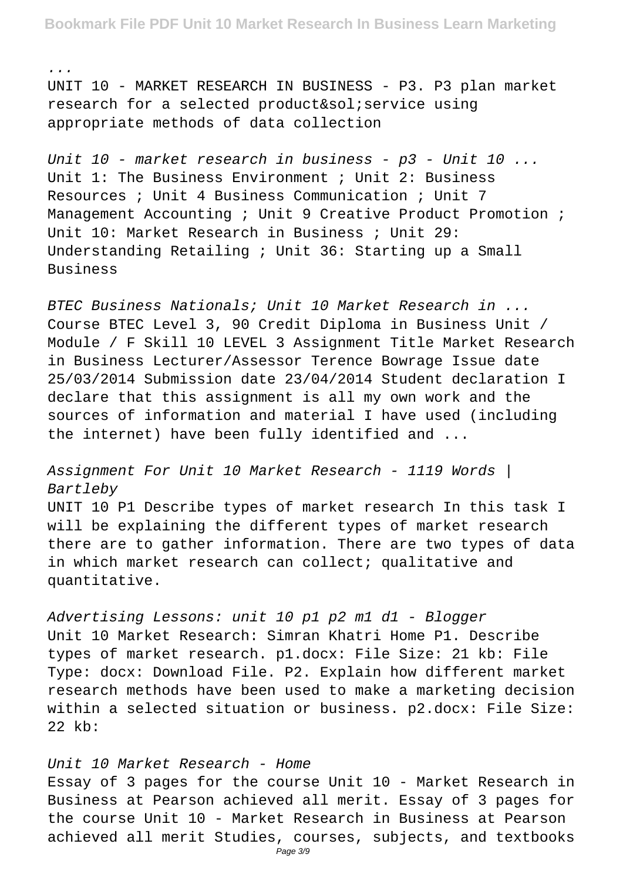...

UNIT 10 - MARKET RESEARCH IN BUSINESS - P3. P3 plan market research for a selected product&sol;service using appropriate methods of data collection

*Unit 10 - market research in business - p3 - Unit 10 ...*
Unit 1: The Business Environment ; Unit 2: Business Resources ; Unit 4 Business Communication ; Unit 7 Management Accounting ; Unit 9 Creative Product Promotion ; Unit 10: Market Research in Business ; Unit 29: Understanding Retailing ; Unit 36: Starting up a Small Business

*BTEC Business Nationals; Unit 10 Market Research in ...*
Course BTEC Level 3, 90 Credit Diploma in Business Unit / Module / F Skill 10 LEVEL 3 Assignment Title Market Research in Business Lecturer/Assessor Terence Bowrage Issue date 25/03/2014 Submission date 23/04/2014 Student declaration I declare that this assignment is all my own work and the sources of information and material I have used (including the internet) have been fully identified and ...

*Assignment For Unit 10 Market Research - 1119 Words | Bartleby*
UNIT 10 P1 Describe types of market research In this task I will be explaining the different types of market research there are to gather information. There are two types of data in which market research can collect; qualitative and quantitative.

*Advertising Lessons: unit 10 p1 p2 m1 d1 - Blogger*
Unit 10 Market Research: Simran Khatri Home P1. Describe types of market research. p1.docx: File Size: 21 kb: File Type: docx: Download File. P2. Explain how different market research methods have been used to make a marketing decision within a selected situation or business. p2.docx: File Size: 22 kb:

*Unit 10 Market Research - Home*
Essay of 3 pages for the course Unit 10 - Market Research in Business at Pearson achieved all merit. Essay of 3 pages for the course Unit 10 - Market Research in Business at Pearson achieved all merit Studies, courses, subjects, and textbooks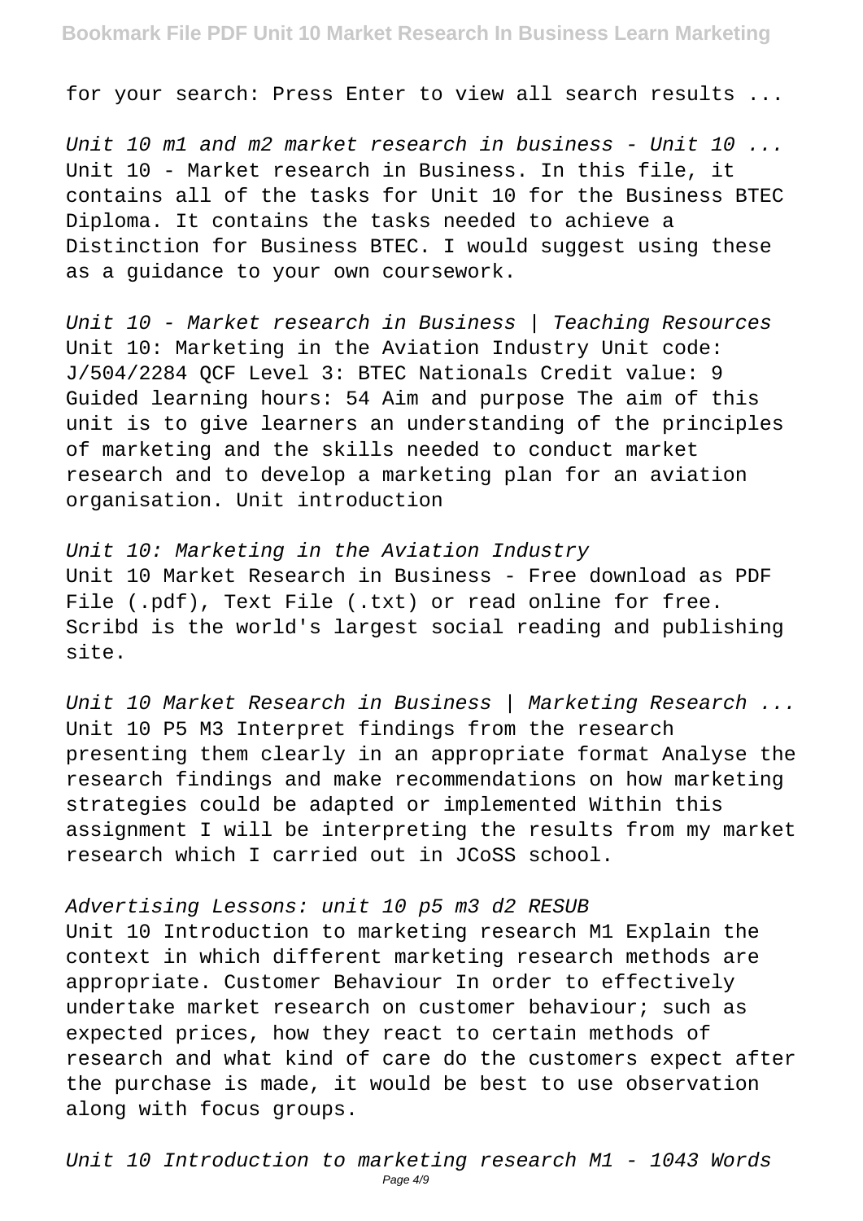for your search: Press Enter to view all search results ...

*Unit 10 m1 and m2 market research in business - Unit 10 ...*
Unit 10 - Market research in Business. In this file, it contains all of the tasks for Unit 10 for the Business BTEC Diploma. It contains the tasks needed to achieve a Distinction for Business BTEC. I would suggest using these as a guidance to your own coursework.

*Unit 10 - Market research in Business | Teaching Resources*
Unit 10: Marketing in the Aviation Industry Unit code: J/504/2284 QCF Level 3: BTEC Nationals Credit value: 9 Guided learning hours: 54 Aim and purpose The aim of this unit is to give learners an understanding of the principles of marketing and the skills needed to conduct market research and to develop a marketing plan for an aviation organisation. Unit introduction

*Unit 10: Marketing in the Aviation Industry*
Unit 10 Market Research in Business - Free download as PDF File (.pdf), Text File (.txt) or read online for free. Scribd is the world's largest social reading and publishing site.

*Unit 10 Market Research in Business | Marketing Research ...*
Unit 10 P5 M3 Interpret findings from the research presenting them clearly in an appropriate format Analyse the research findings and make recommendations on how marketing strategies could be adapted or implemented Within this assignment I will be interpreting the results from my market research which I carried out in JCoSS school.

*Advertising Lessons: unit 10 p5 m3 d2 RESUB*
Unit 10 Introduction to marketing research M1 Explain the context in which different marketing research methods are appropriate. Customer Behaviour In order to effectively undertake market research on customer behaviour; such as expected prices, how they react to certain methods of research and what kind of care do the customers expect after the purchase is made, it would be best to use observation along with focus groups.

*Unit 10 Introduction to marketing research M1 - 1043 Words*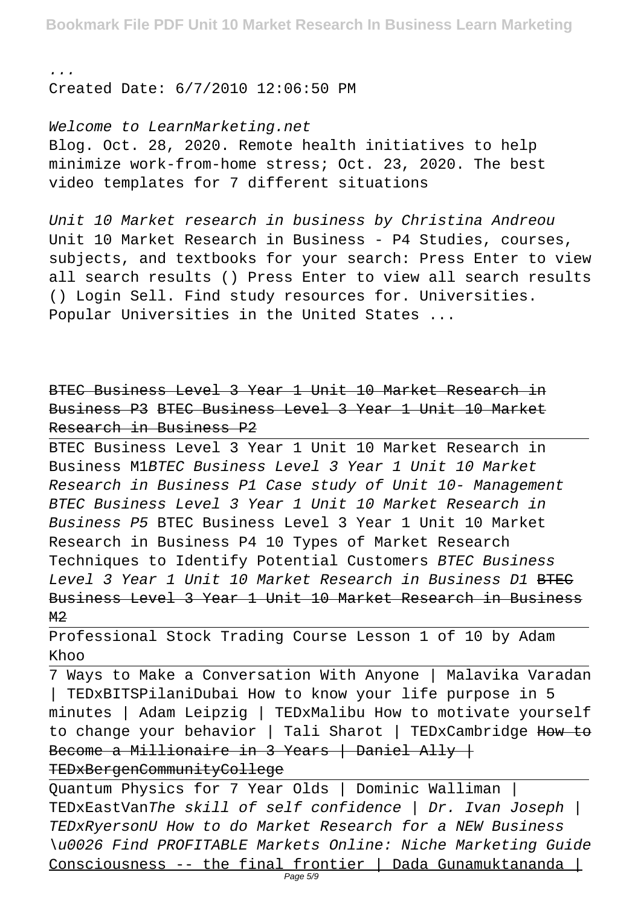...
Created Date: 6/7/2010 12:06:50 PM

*Welcome to LearnMarketing.net*
Blog. Oct. 28, 2020. Remote health initiatives to help minimize work-from-home stress; Oct. 23, 2020. The best video templates for 7 different situations

*Unit 10 Market research in business by Christina Andreou*
Unit 10 Market Research in Business - P4 Studies, courses, subjects, and textbooks for your search: Press Enter to view all search results () Press Enter to view all search results () Login Sell. Find study resources for. Universities. Popular Universities in the United States ...

~~BTEC Business Level 3 Year 1 Unit 10 Market Research in Business P3~~ ~~BTEC Business Level 3 Year 1 Unit 10 Market Research in Business P2~~

---

BTEC Business Level 3 Year 1 Unit 10 Market Research in Business M1*BTEC Business Level 3 Year 1 Unit 10 Market Research in Business P1* *Case study of Unit 10- Management* *BTEC Business Level 3 Year 1 Unit 10 Market Research in Business P5* BTEC Business Level 3 Year 1 Unit 10 Market Research in Business P4 10 Types of Market Research Techniques to Identify Potential Customers *BTEC Business Level 3 Year 1 Unit 10 Market Research in Business D1* ~~BTEC Business Level 3 Year 1 Unit 10 Market Research in Business M2~~

---

Professional Stock Trading Course Lesson 1 of 10 by Adam Khoo

---

7 Ways to Make a Conversation With Anyone | Malavika Varadan | TEDxBITSPilaniDubai How to know your life purpose in 5 minutes | Adam Leipzig | TEDxMalibu How to motivate yourself to change your behavior | Tali Sharot | TEDxCambridge ~~How to Become a Millionaire in 3 Years | Daniel Ally | TEDxBergenCommunityCollege~~

---

Quantum Physics for 7 Year Olds | Dominic Walliman | TEDxEastVan*The skill of self confidence | Dr. Ivan Joseph | TEDxRyersonU* *How to do Market Research for a NEW Business \u0026 Find PROFITABLE Markets Online: Niche Marketing Guide* Consciousness -- the final frontier | Dada Gunamuktananda |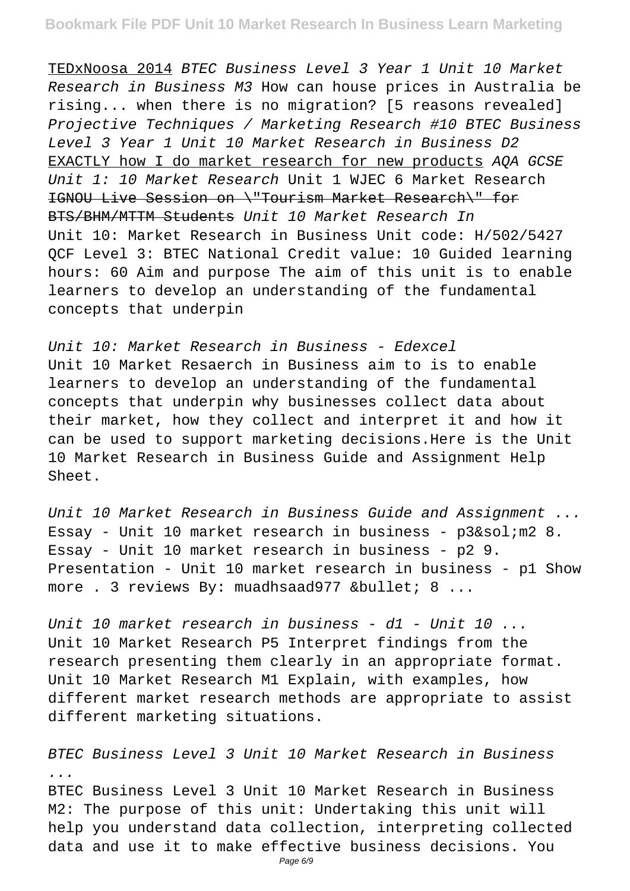TEDxNoosa 2014 *BTEC Business Level 3 Year 1 Unit 10 Market Research in Business M3* How can house prices in Australia be rising... when there is no migration? [5 reasons revealed] *Projective Techniques / Marketing Research #10 BTEC Business Level 3 Year 1 Unit 10 Market Research in Business D2* EXACTLY how I do market research for new products *AQA GCSE Unit 1: 10 Market Research* Unit 1 WJEC 6 Market Research ~~IGNOU Live Session on \"Tourism Market Research\" for BTS/BHM/MTTM Students~~ *Unit 10 Market Research In*

Unit 10: Market Research in Business Unit code: H/502/5427 QCF Level 3: BTEC National Credit value: 10 Guided learning hours: 60 Aim and purpose The aim of this unit is to enable learners to develop an understanding of the fundamental concepts that underpin

*Unit 10: Market Research in Business - Edexcel*

Unit 10 Market Resaerch in Business aim to is to enable learners to develop an understanding of the fundamental concepts that underpin why businesses collect data about their market, how they collect and interpret it and how it can be used to support marketing decisions.Here is the Unit 10 Market Research in Business Guide and Assignment Help Sheet.

*Unit 10 Market Research in Business Guide and Assignment ...*

Essay - Unit 10 market research in business - p3&sol;m2 8. Essay - Unit 10 market research in business - p2 9. Presentation - Unit 10 market research in business - p1 Show more . 3 reviews By: muadhsaad977 &bullet; 8 ...

*Unit 10 market research in business - d1 - Unit 10 ...*

Unit 10 Market Research P5 Interpret findings from the research presenting them clearly in an appropriate format. Unit 10 Market Research M1 Explain, with examples, how different market research methods are appropriate to assist different marketing situations.

*BTEC Business Level 3 Unit 10 Market Research in Business ...*

BTEC Business Level 3 Unit 10 Market Research in Business M2: The purpose of this unit: Undertaking this unit will help you understand data collection, interpreting collected data and use it to make effective business decisions. You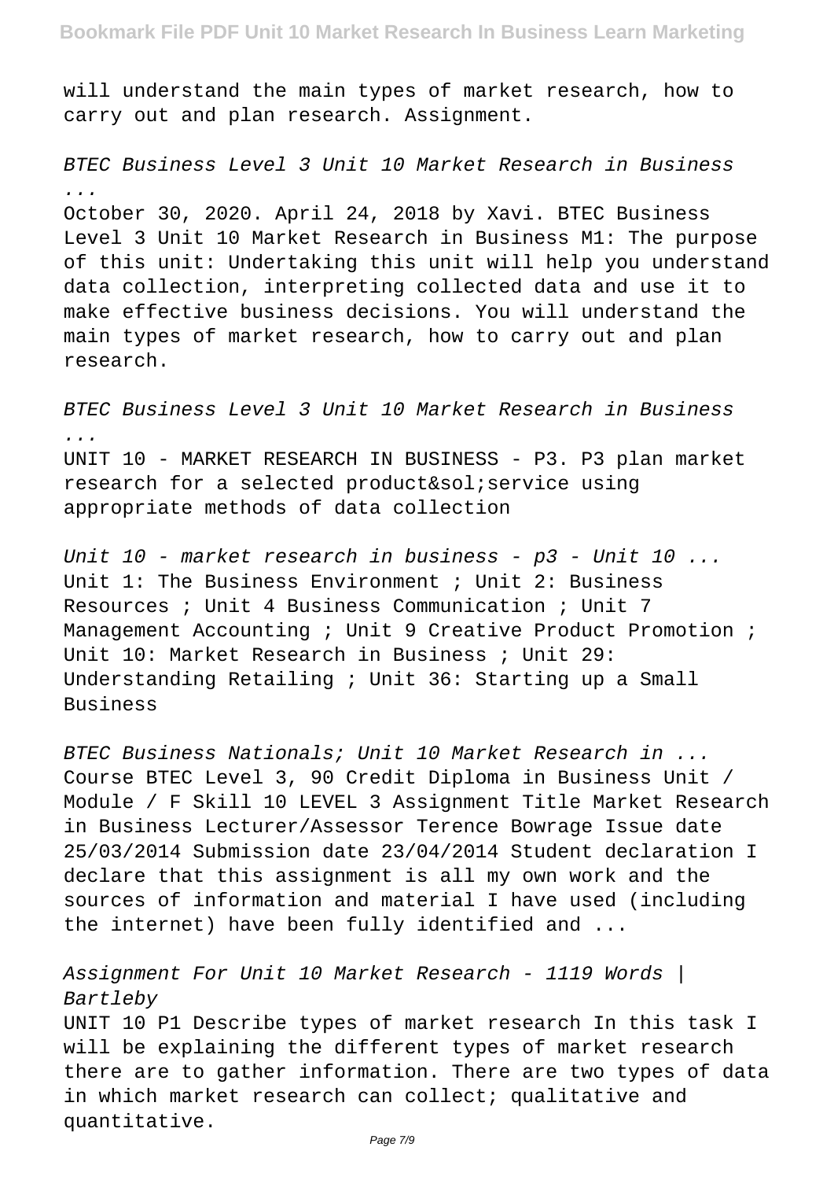will understand the main types of market research, how to carry out and plan research. Assignment.

*BTEC Business Level 3 Unit 10 Market Research in Business ...*

October 30, 2020. April 24, 2018 by Xavi. BTEC Business Level 3 Unit 10 Market Research in Business M1: The purpose of this unit: Undertaking this unit will help you understand data collection, interpreting collected data and use it to make effective business decisions. You will understand the main types of market research, how to carry out and plan research.

*BTEC Business Level 3 Unit 10 Market Research in Business ...*

UNIT 10 - MARKET RESEARCH IN BUSINESS - P3. P3 plan market research for a selected product&sol;service using appropriate methods of data collection

*Unit 10 - market research in business - p3 - Unit 10 ...*

Unit 1: The Business Environment ; Unit 2: Business Resources ; Unit 4 Business Communication ; Unit 7 Management Accounting ; Unit 9 Creative Product Promotion ; Unit 10: Market Research in Business ; Unit 29: Understanding Retailing ; Unit 36: Starting up a Small Business

*BTEC Business Nationals; Unit 10 Market Research in ...*

Course BTEC Level 3, 90 Credit Diploma in Business Unit / Module / F Skill 10 LEVEL 3 Assignment Title Market Research in Business Lecturer/Assessor Terence Bowrage Issue date 25/03/2014 Submission date 23/04/2014 Student declaration I declare that this assignment is all my own work and the sources of information and material I have used (including the internet) have been fully identified and ...

*Assignment For Unit 10 Market Research - 1119 Words | Bartleby*

UNIT 10 P1 Describe types of market research In this task I will be explaining the different types of market research there are to gather information. There are two types of data in which market research can collect; qualitative and quantitative.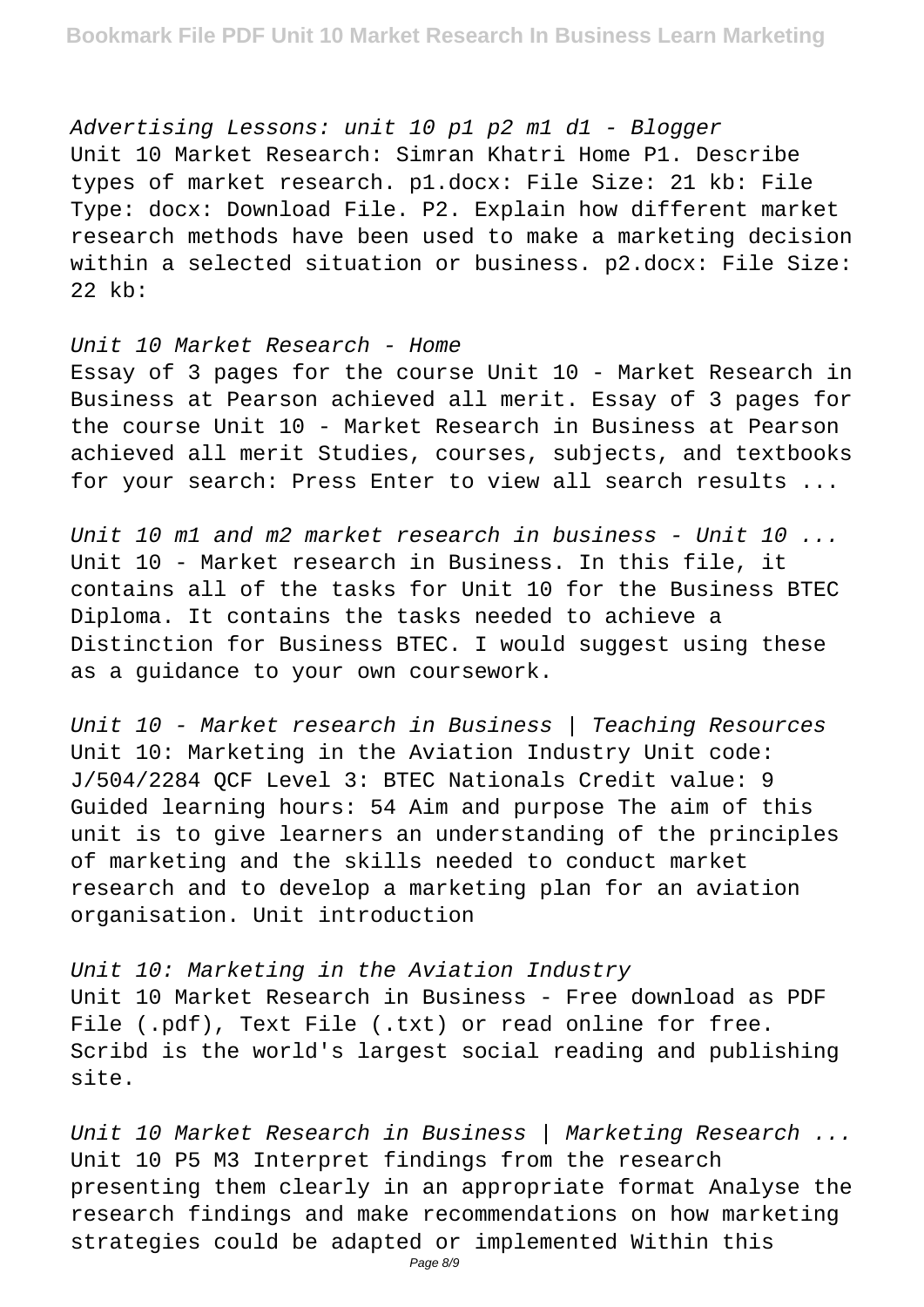*Advertising Lessons: unit 10 p1 p2 m1 d1 - Blogger*
Unit 10 Market Research: Simran Khatri Home P1. Describe types of market research. p1.docx: File Size: 21 kb: File Type: docx: Download File. P2. Explain how different market research methods have been used to make a marketing decision within a selected situation or business. p2.docx: File Size: 22 kb:

*Unit 10 Market Research - Home*
Essay of 3 pages for the course Unit 10 - Market Research in Business at Pearson achieved all merit. Essay of 3 pages for the course Unit 10 - Market Research in Business at Pearson achieved all merit Studies, courses, subjects, and textbooks for your search: Press Enter to view all search results ...

*Unit 10 m1 and m2 market research in business - Unit 10 ...*
Unit 10 - Market research in Business. In this file, it contains all of the tasks for Unit 10 for the Business BTEC Diploma. It contains the tasks needed to achieve a Distinction for Business BTEC. I would suggest using these as a guidance to your own coursework.

*Unit 10 - Market research in Business | Teaching Resources*
Unit 10: Marketing in the Aviation Industry Unit code: J/504/2284 QCF Level 3: BTEC Nationals Credit value: 9 Guided learning hours: 54 Aim and purpose The aim of this unit is to give learners an understanding of the principles of marketing and the skills needed to conduct market research and to develop a marketing plan for an aviation organisation. Unit introduction

*Unit 10: Marketing in the Aviation Industry*
Unit 10 Market Research in Business - Free download as PDF File (.pdf), Text File (.txt) or read online for free. Scribd is the world's largest social reading and publishing site.

*Unit 10 Market Research in Business | Marketing Research ...*
Unit 10 P5 M3 Interpret findings from the research presenting them clearly in an appropriate format Analyse the research findings and make recommendations on how marketing strategies could be adapted or implemented Within this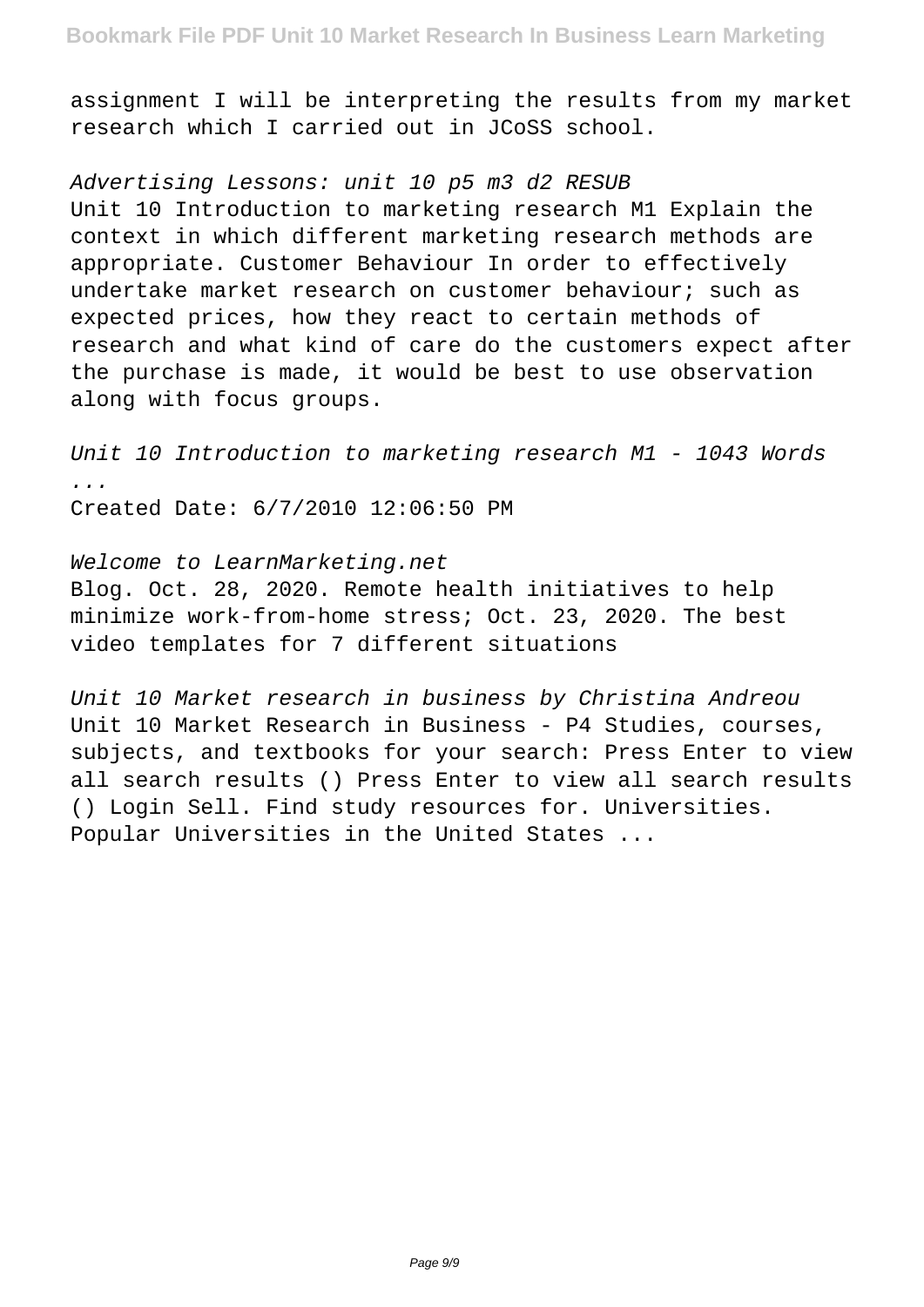assignment I will be interpreting the results from my market research which I carried out in JCoSS school.

*Advertising Lessons: unit 10 p5 m3 d2 RESUB*

Unit 10 Introduction to marketing research M1 Explain the context in which different marketing research methods are appropriate. Customer Behaviour In order to effectively undertake market research on customer behaviour; such as expected prices, how they react to certain methods of research and what kind of care do the customers expect after the purchase is made, it would be best to use observation along with focus groups.

*Unit 10 Introduction to marketing research M1 - 1043 Words ...*

Created Date: 6/7/2010 12:06:50 PM

*Welcome to LearnMarketing.net*

Blog. Oct. 28, 2020. Remote health initiatives to help minimize work-from-home stress; Oct. 23, 2020. The best video templates for 7 different situations

*Unit 10 Market research in business by Christina Andreou*

Unit 10 Market Research in Business - P4 Studies, courses, subjects, and textbooks for your search: Press Enter to view all search results () Press Enter to view all search results () Login Sell. Find study resources for. Universities. Popular Universities in the United States ...